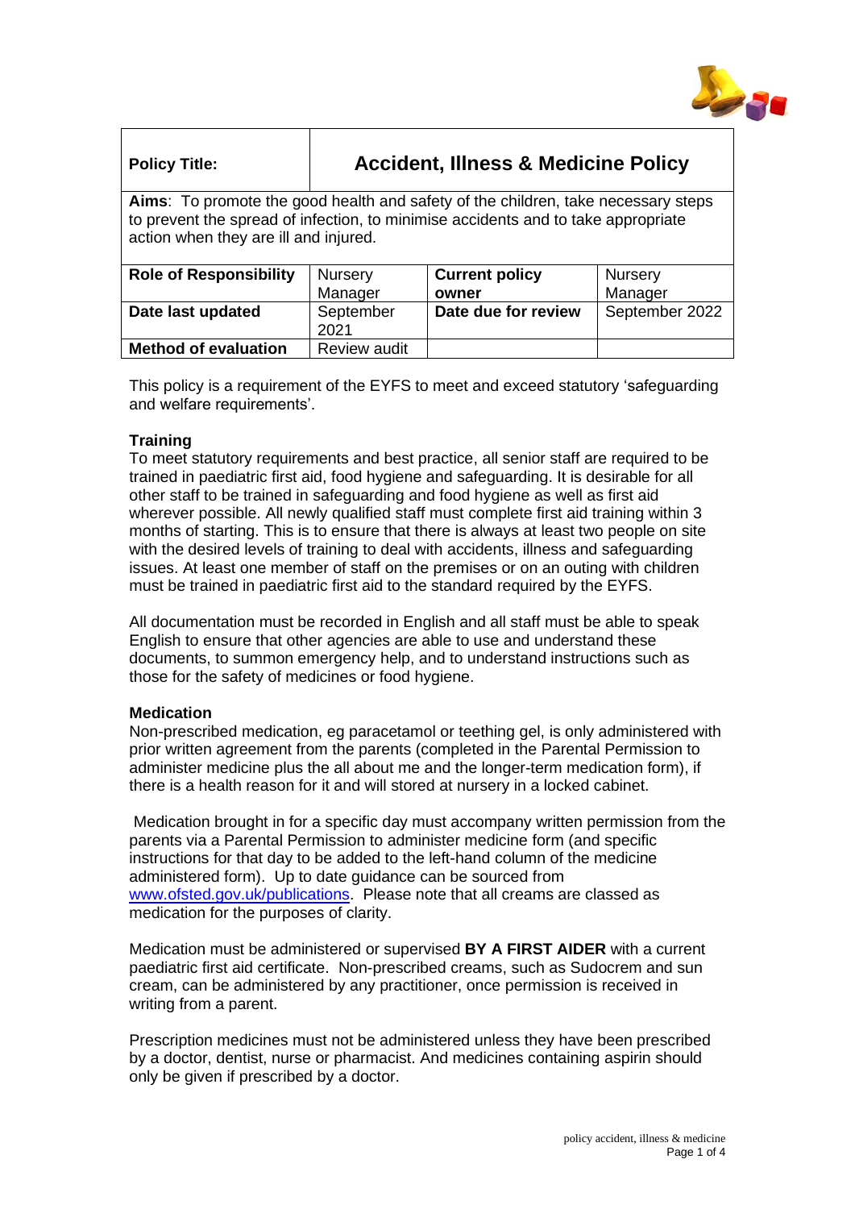| Policy Title: | Accident, Illness & Medicine Policy | | |
|---|---|---|---|
| **Aims**: To promote the good health and safety of the children, take necessary steps to prevent the spread of infection, to minimise accidents and to take appropriate action when they are ill and injured. | | | |
| **Role of Responsibility** | Nursery Manager | **Current policy owner** | Nursery Manager |
| **Date last updated** | September 2021 | **Date due for review** | September 2022 |
| **Method of evaluation** | Review audit | | |

This policy is a requirement of the EYFS to meet and exceed statutory 'safeguarding and welfare requirements'.

**Training**

To meet statutory requirements and best practice, all senior staff are required to be trained in paediatric first aid, food hygiene and safeguarding. It is desirable for all other staff to be trained in safeguarding and food hygiene as well as first aid wherever possible. All newly qualified staff must complete first aid training within 3 months of starting. This is to ensure that there is always at least two people on site with the desired levels of training to deal with accidents, illness and safeguarding issues. At least one member of staff on the premises or on an outing with children must be trained in paediatric first aid to the standard required by the EYFS.

All documentation must be recorded in English and all staff must be able to speak English to ensure that other agencies are able to use and understand these documents, to summon emergency help, and to understand instructions such as those for the safety of medicines or food hygiene.

**Medication**

Non-prescribed medication, eg paracetamol or teething gel, is only administered with prior written agreement from the parents (completed in the Parental Permission to administer medicine plus the all about me and the longer-term medication form), if there is a health reason for it and will stored at nursery in a locked cabinet.

Medication brought in for a specific day must accompany written permission from the parents via a Parental Permission to administer medicine form (and specific instructions for that day to be added to the left-hand column of the medicine administered form). Up to date guidance can be sourced from www.ofsted.gov.uk/publications. Please note that all creams are classed as medication for the purposes of clarity.

Medication must be administered or supervised **BY A FIRST AIDER** with a current paediatric first aid certificate. Non-prescribed creams, such as Sudocrem and sun cream, can be administered by any practitioner, once permission is received in writing from a parent.

Prescription medicines must not be administered unless they have been prescribed by a doctor, dentist, nurse or pharmacist. And medicines containing aspirin should only be given if prescribed by a doctor.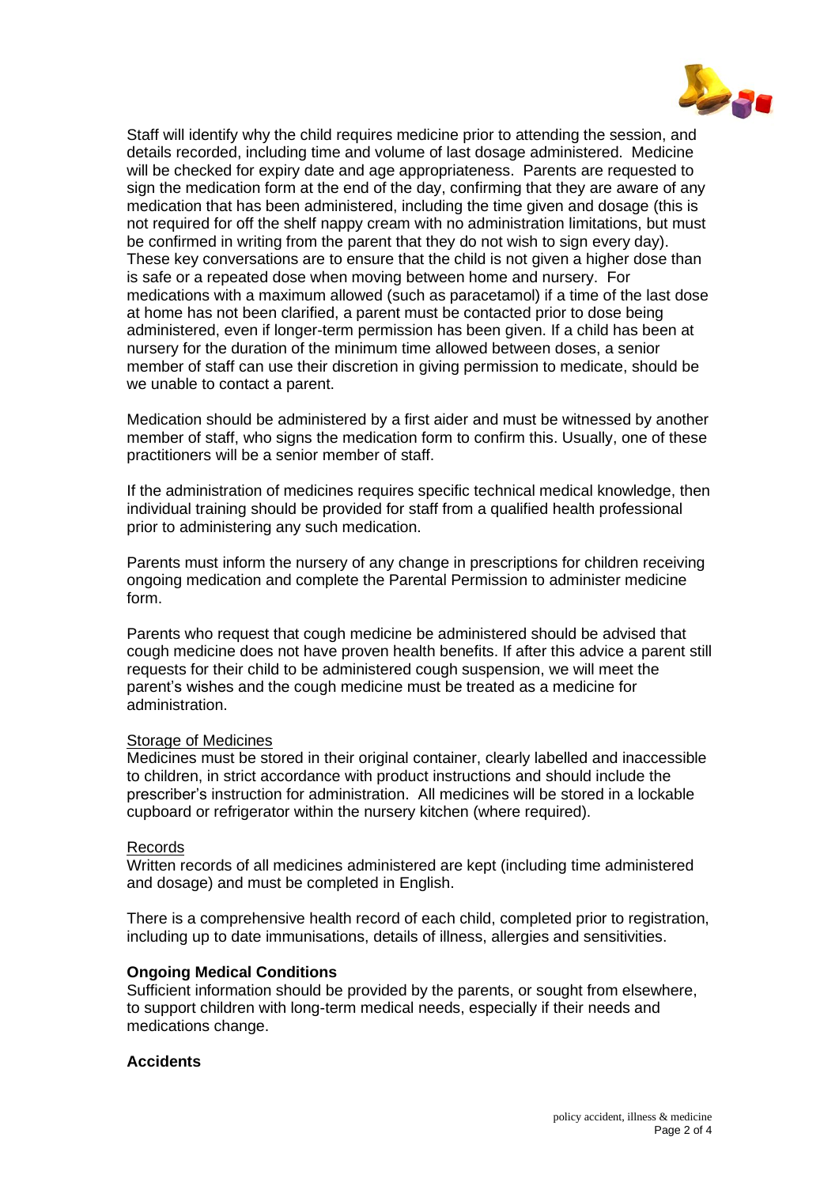Staff will identify why the child requires medicine prior to attending the session, and details recorded, including time and volume of last dosage administered. Medicine will be checked for expiry date and age appropriateness. Parents are requested to sign the medication form at the end of the day, confirming that they are aware of any medication that has been administered, including the time given and dosage (this is not required for off the shelf nappy cream with no administration limitations, but must be confirmed in writing from the parent that they do not wish to sign every day). These key conversations are to ensure that the child is not given a higher dose than is safe or a repeated dose when moving between home and nursery. For medications with a maximum allowed (such as paracetamol) if a time of the last dose at home has not been clarified, a parent must be contacted prior to dose being administered, even if longer-term permission has been given. If a child has been at nursery for the duration of the minimum time allowed between doses, a senior member of staff can use their discretion in giving permission to medicate, should be we unable to contact a parent.

Medication should be administered by a first aider and must be witnessed by another member of staff, who signs the medication form to confirm this. Usually, one of these practitioners will be a senior member of staff.

If the administration of medicines requires specific technical medical knowledge, then individual training should be provided for staff from a qualified health professional prior to administering any such medication.

Parents must inform the nursery of any change in prescriptions for children receiving ongoing medication and complete the Parental Permission to administer medicine form.

Parents who request that cough medicine be administered should be advised that cough medicine does not have proven health benefits. If after this advice a parent still requests for their child to be administered cough suspension, we will meet the parent's wishes and the cough medicine must be treated as a medicine for administration.

Storage of Medicines

Medicines must be stored in their original container, clearly labelled and inaccessible to children, in strict accordance with product instructions and should include the prescriber's instruction for administration. All medicines will be stored in a lockable cupboard or refrigerator within the nursery kitchen (where required).

Records

Written records of all medicines administered are kept (including time administered and dosage) and must be completed in English.

There is a comprehensive health record of each child, completed prior to registration, including up to date immunisations, details of illness, allergies and sensitivities.

**Ongoing Medical Conditions**

Sufficient information should be provided by the parents, or sought from elsewhere, to support children with long-term medical needs, especially if their needs and medications change.

**Accidents**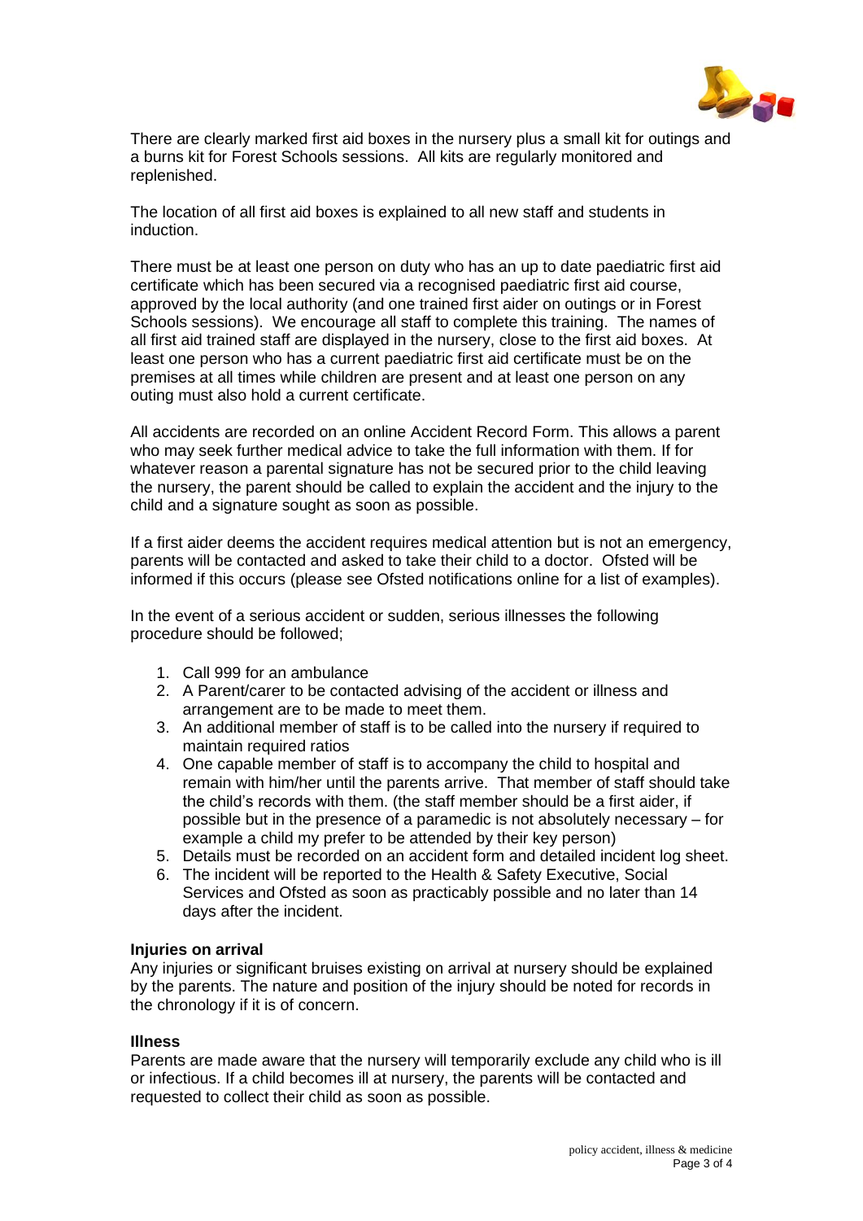There are clearly marked first aid boxes in the nursery plus a small kit for outings and a burns kit for Forest Schools sessions. All kits are regularly monitored and replenished.

The location of all first aid boxes is explained to all new staff and students in induction.

There must be at least one person on duty who has an up to date paediatric first aid certificate which has been secured via a recognised paediatric first aid course, approved by the local authority (and one trained first aider on outings or in Forest Schools sessions). We encourage all staff to complete this training. The names of all first aid trained staff are displayed in the nursery, close to the first aid boxes. At least one person who has a current paediatric first aid certificate must be on the premises at all times while children are present and at least one person on any outing must also hold a current certificate.

All accidents are recorded on an online Accident Record Form. This allows a parent who may seek further medical advice to take the full information with them. If for whatever reason a parental signature has not be secured prior to the child leaving the nursery, the parent should be called to explain the accident and the injury to the child and a signature sought as soon as possible.

If a first aider deems the accident requires medical attention but is not an emergency, parents will be contacted and asked to take their child to a doctor. Ofsted will be informed if this occurs (please see Ofsted notifications online for a list of examples).

In the event of a serious accident or sudden, serious illnesses the following procedure should be followed;

1. Call 999 for an ambulance
2. A Parent/carer to be contacted advising of the accident or illness and arrangement are to be made to meet them.
3. An additional member of staff is to be called into the nursery if required to maintain required ratios
4. One capable member of staff is to accompany the child to hospital and remain with him/her until the parents arrive. That member of staff should take the child's records with them. (the staff member should be a first aider, if possible but in the presence of a paramedic is not absolutely necessary – for example a child my prefer to be attended by their key person)
5. Details must be recorded on an accident form and detailed incident log sheet.
6. The incident will be reported to the Health & Safety Executive, Social Services and Ofsted as soon as practicably possible and no later than 14 days after the incident.

**Injuries on arrival**

Any injuries or significant bruises existing on arrival at nursery should be explained by the parents. The nature and position of the injury should be noted for records in the chronology if it is of concern.

**Illness**

Parents are made aware that the nursery will temporarily exclude any child who is ill or infectious. If a child becomes ill at nursery, the parents will be contacted and requested to collect their child as soon as possible.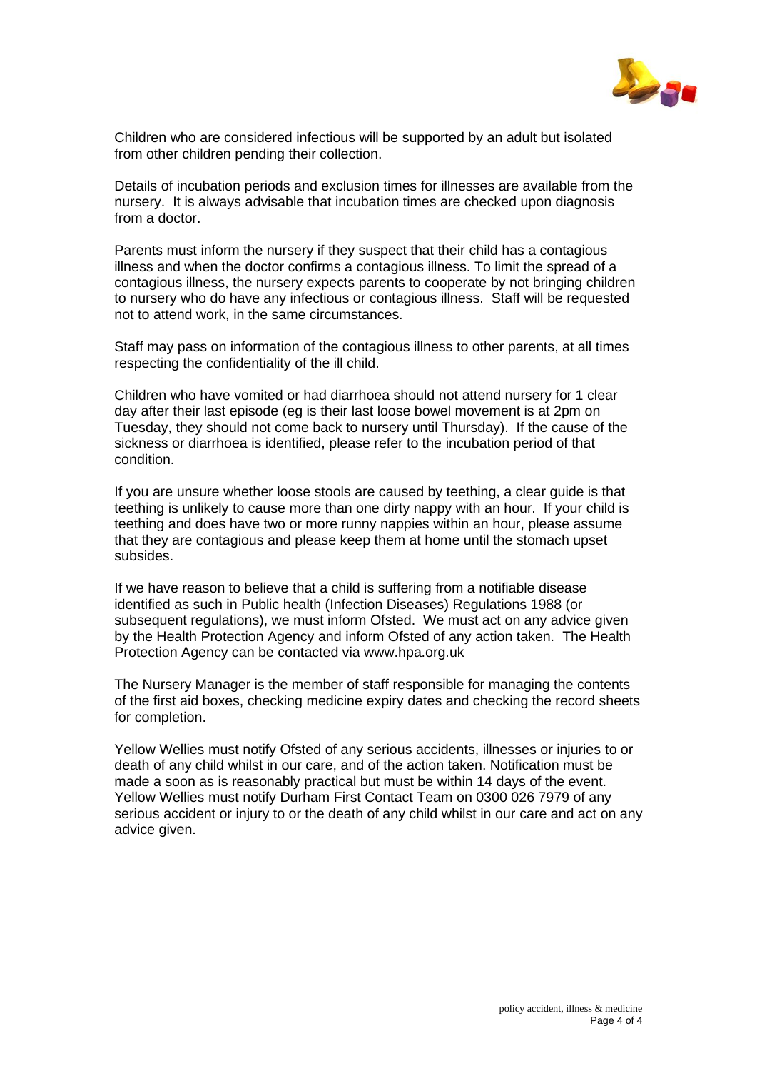Children who are considered infectious will be supported by an adult but isolated from other children pending their collection.

Details of incubation periods and exclusion times for illnesses are available from the nursery. It is always advisable that incubation times are checked upon diagnosis from a doctor.

Parents must inform the nursery if they suspect that their child has a contagious illness and when the doctor confirms a contagious illness. To limit the spread of a contagious illness, the nursery expects parents to cooperate by not bringing children to nursery who do have any infectious or contagious illness. Staff will be requested not to attend work, in the same circumstances.

Staff may pass on information of the contagious illness to other parents, at all times respecting the confidentiality of the ill child.

Children who have vomited or had diarrhoea should not attend nursery for 1 clear day after their last episode (eg is their last loose bowel movement is at 2pm on Tuesday, they should not come back to nursery until Thursday). If the cause of the sickness or diarrhoea is identified, please refer to the incubation period of that condition.

If you are unsure whether loose stools are caused by teething, a clear guide is that teething is unlikely to cause more than one dirty nappy with an hour. If your child is teething and does have two or more runny nappies within an hour, please assume that they are contagious and please keep them at home until the stomach upset subsides.

If we have reason to believe that a child is suffering from a notifiable disease identified as such in Public health (Infection Diseases) Regulations 1988 (or subsequent regulations), we must inform Ofsted. We must act on any advice given by the Health Protection Agency and inform Ofsted of any action taken. The Health Protection Agency can be contacted via www.hpa.org.uk

The Nursery Manager is the member of staff responsible for managing the contents of the first aid boxes, checking medicine expiry dates and checking the record sheets for completion.

Yellow Wellies must notify Ofsted of any serious accidents, illnesses or injuries to or death of any child whilst in our care, and of the action taken. Notification must be made a soon as is reasonably practical but must be within 14 days of the event. Yellow Wellies must notify Durham First Contact Team on 0300 026 7979 of any serious accident or injury to or the death of any child whilst in our care and act on any advice given.